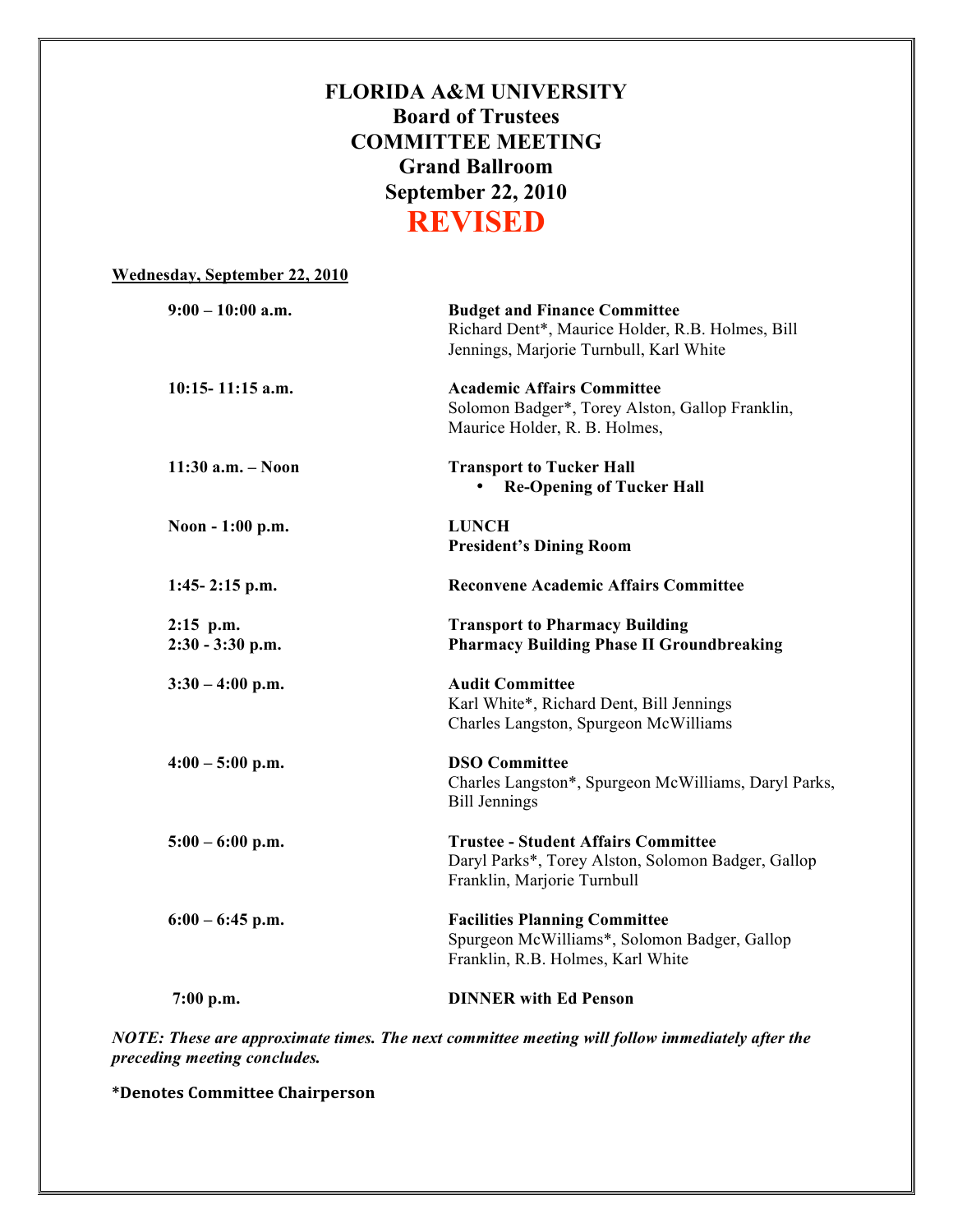# FLORIDA A&M UNIVERSITY
## Board of Trustees
## COMMITTEE MEETING
## Grand Ballroom
## September 22, 2010
## REVISED

**Wednesday, September 22, 2010**

| | |
|---|---|
| **9:00 – 10:00 a.m.** | **Budget and Finance Committee**<br>Richard Dent*, Maurice Holder, R.B. Holmes, Bill Jennings, Marjorie Turnbull, Karl White |
| **10:15- 11:15 a.m.** | **Academic Affairs Committee**<br>Solomon Badger*, Torey Alston, Gallop Franklin, Maurice Holder, R. B. Holmes, |
| **11:30 a.m. – Noon** | **Transport to Tucker Hall**<br>• **Re-Opening of Tucker Hall** |
| **Noon - 1:00 p.m.** | **LUNCH**<br>**President's Dining Room** |
| **1:45- 2:15 p.m.** | **Reconvene Academic Affairs Committee** |
| **2:15 p.m.** | **Transport to Pharmacy Building** |
| **2:30 - 3:30 p.m.** | **Pharmacy Building Phase II Groundbreaking** |
| **3:30 – 4:00 p.m.** | **Audit Committee**<br>Karl White*, Richard Dent, Bill Jennings<br>Charles Langston, Spurgeon McWilliams |
| **4:00 – 5:00 p.m.** | **DSO Committee**<br>Charles Langston*, Spurgeon McWilliams, Daryl Parks, Bill Jennings |
| **5:00 – 6:00 p.m.** | **Trustee - Student Affairs Committee**<br>Daryl Parks*, Torey Alston, Solomon Badger, Gallop Franklin, Marjorie Turnbull |
| **6:00 – 6:45 p.m.** | **Facilities Planning Committee**<br>Spurgeon McWilliams*, Solomon Badger, Gallop Franklin, R.B. Holmes, Karl White |
| **7:00 p.m.** | **DINNER with Ed Penson** |

***NOTE: These are approximate times. The next committee meeting will follow immediately after the preceding meeting concludes.***

**\*Denotes Committee Chairperson**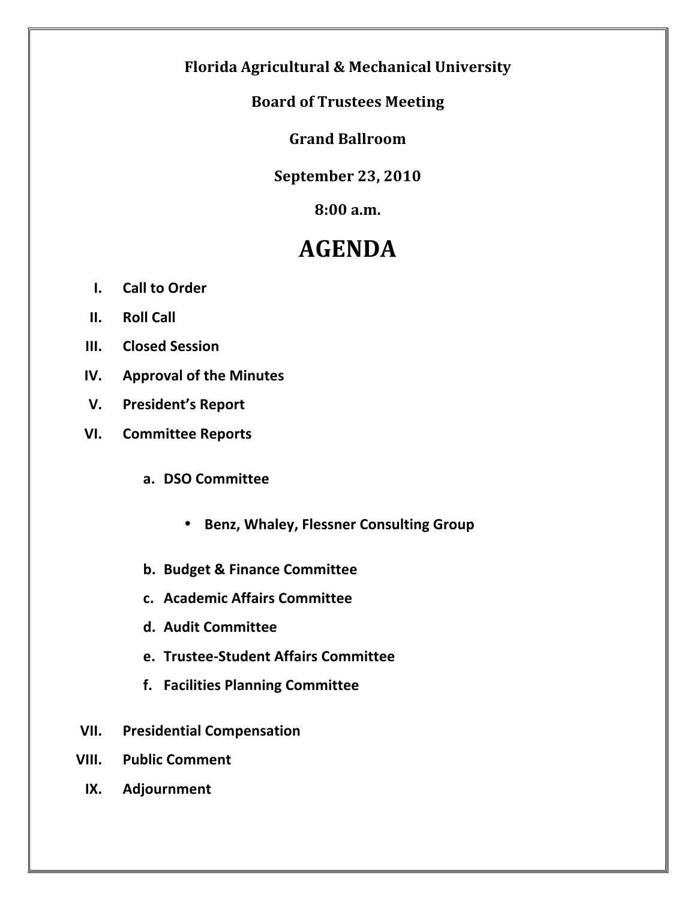**Florida Agricultural & Mechanical University**

**Board of Trustees Meeting**

**Grand Ballroom**

**September 23, 2010**

**8:00 a.m.**

# AGENDA

I. **Call to Order**

II. **Roll Call**

III. **Closed Session**

IV. **Approval of the Minutes**

V. **President's Report**

VI. **Committee Reports**

   a. **DSO Committee**

      - **Benz, Whaley, Flessner Consulting Group**

   b. **Budget & Finance Committee**

   c. **Academic Affairs Committee**

   d. **Audit Committee**

   e. **Trustee-Student Affairs Committee**

   f. **Facilities Planning Committee**

VII. **Presidential Compensation**

VIII. **Public Comment**

IX. **Adjournment**